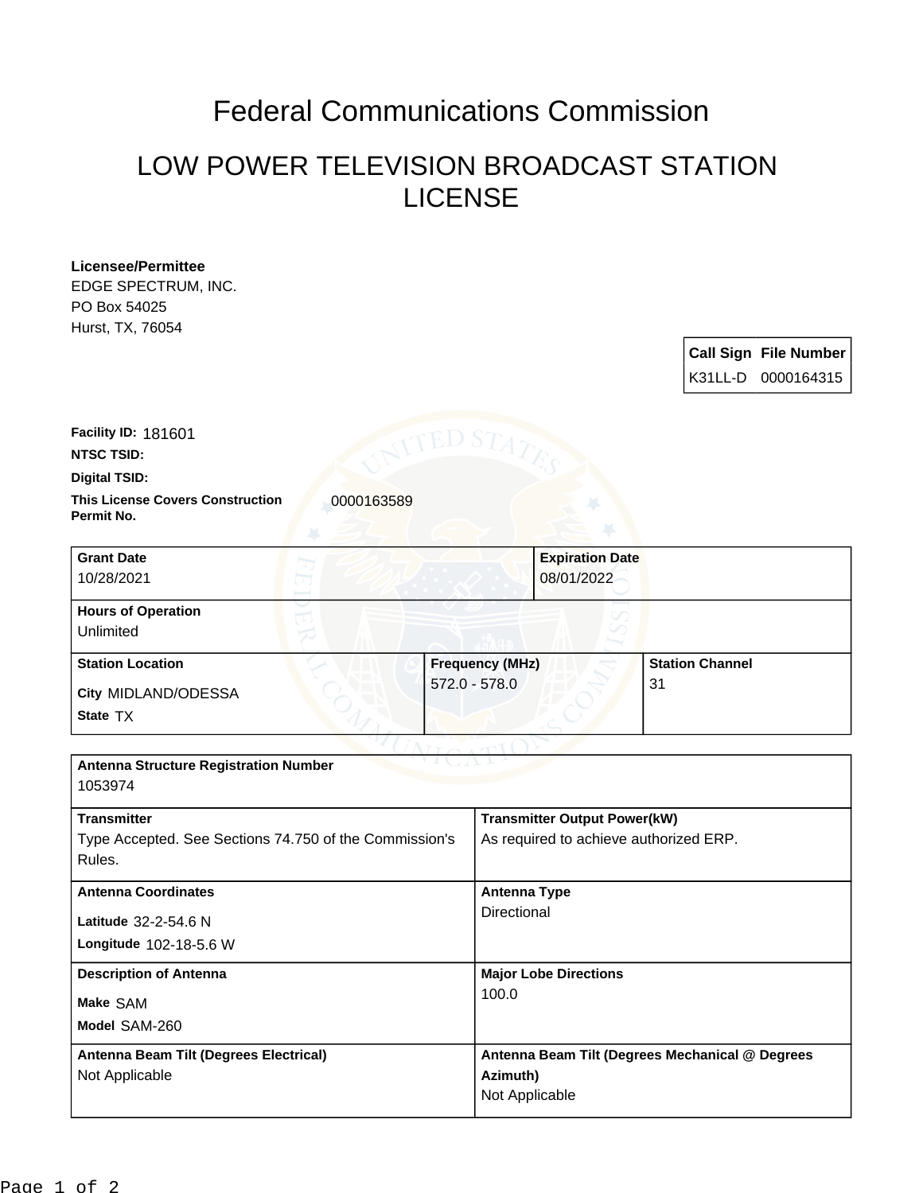# Federal Communications Commission

## LOW POWER TELEVISION BROADCAST STATION LICENSE

**Licensee/Permittee**
EDGE SPECTRUM, INC.
PO Box 54025
Hurst, TX, 76054

| Call Sign | File Number |
| --- | --- |
| K31LL-D | 0000164315 |

**Facility ID:** 181601

**NTSC TSID:**

**Digital TSID:**

**This License Covers Construction Permit No.** 0000163589

| Grant Date | Expiration Date |
| --- | --- |
| 10/28/2021 | 08/01/2022 |

**Hours of Operation**
Unlimited

| Station Location | Frequency (MHz) | Station Channel |
| --- | --- | --- |
| City MIDLAND/ODESSA<br>State TX | 572.0 - 578.0 | 31 |

**Antenna Structure Registration Number**
1053974

| Transmitter | Transmitter Output Power(kW) |
| --- | --- |
| Type Accepted. See Sections 74.750 of the Commission's Rules. | As required to achieve authorized ERP. |

| Antenna Coordinates | Antenna Type |
| --- | --- |
| Latitude 32-2-54.6 N<br>Longitude 102-18-5.6 W | Directional |

| Description of Antenna | Major Lobe Directions |
| --- | --- |
| Make SAM<br>Model SAM-260 | 100.0 |

| Antenna Beam Tilt (Degrees Electrical) | Antenna Beam Tilt (Degrees Mechanical @ Degrees Azimuth) |
| --- | --- |
| Not Applicable | Not Applicable |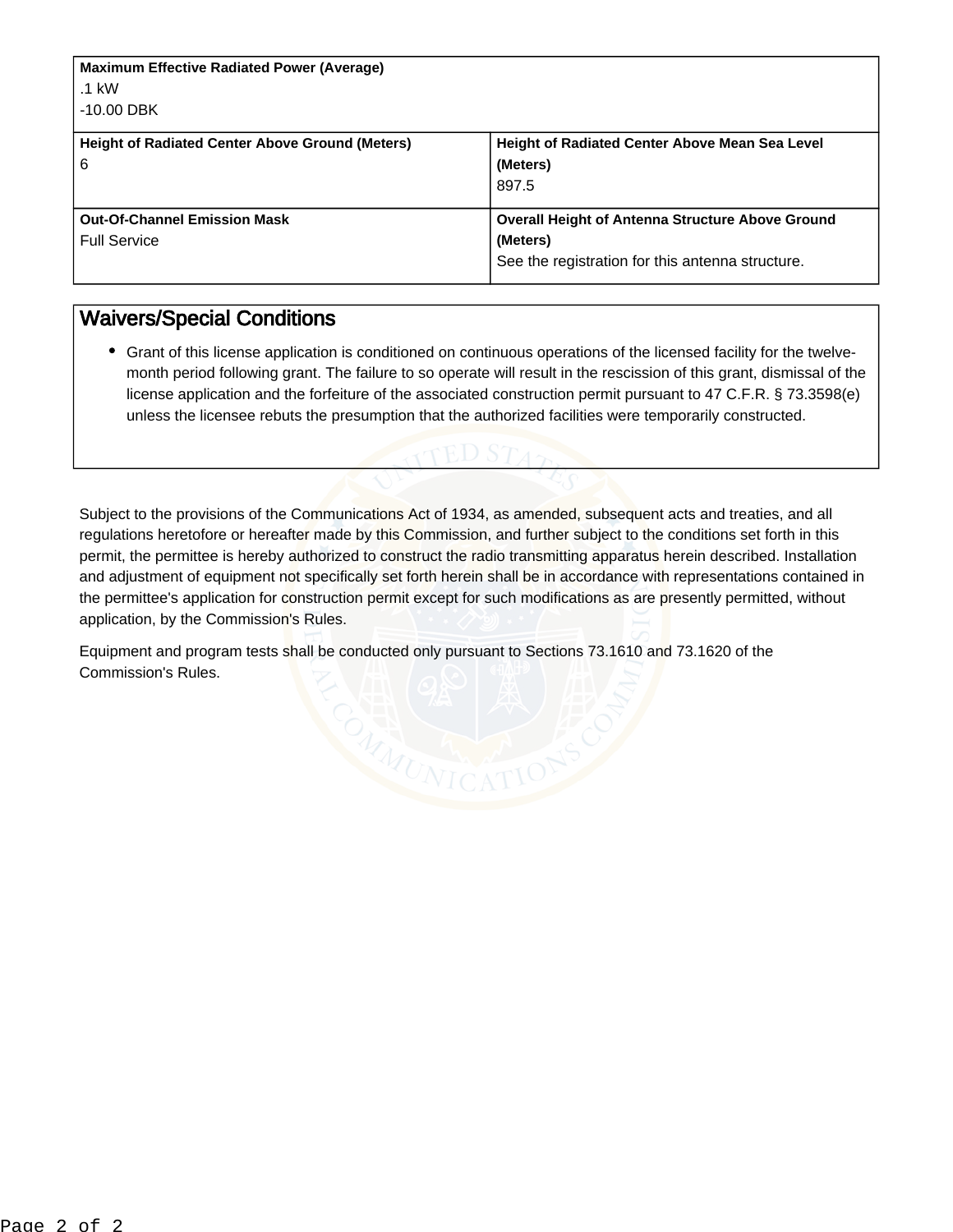| | |
|---|---|
| **Maximum Effective Radiated Power (Average)**<br>.1 kW<br>-10.00 DBK | |
| **Height of Radiated Center Above Ground (Meters)**<br>6 | **Height of Radiated Center Above Mean Sea Level (Meters)**<br>897.5 |
| **Out-Of-Channel Emission Mask**<br>Full Service | **Overall Height of Antenna Structure Above Ground (Meters)**<br>See the registration for this antenna structure. |

## Waivers/Special Conditions

- Grant of this license application is conditioned on continuous operations of the licensed facility for the twelve-month period following grant. The failure to so operate will result in the rescission of this grant, dismissal of the license application and the forfeiture of the associated construction permit pursuant to 47 C.F.R. § 73.3598(e) unless the licensee rebuts the presumption that the authorized facilities were temporarily constructed.

Subject to the provisions of the Communications Act of 1934, as amended, subsequent acts and treaties, and all regulations heretofore or hereafter made by this Commission, and further subject to the conditions set forth in this permit, the permittee is hereby authorized to construct the radio transmitting apparatus herein described. Installation and adjustment of equipment not specifically set forth herein shall be in accordance with representations contained in the permittee's application for construction permit except for such modifications as are presently permitted, without application, by the Commission's Rules.

Equipment and program tests shall be conducted only pursuant to Sections 73.1610 and 73.1620 of the Commission's Rules.